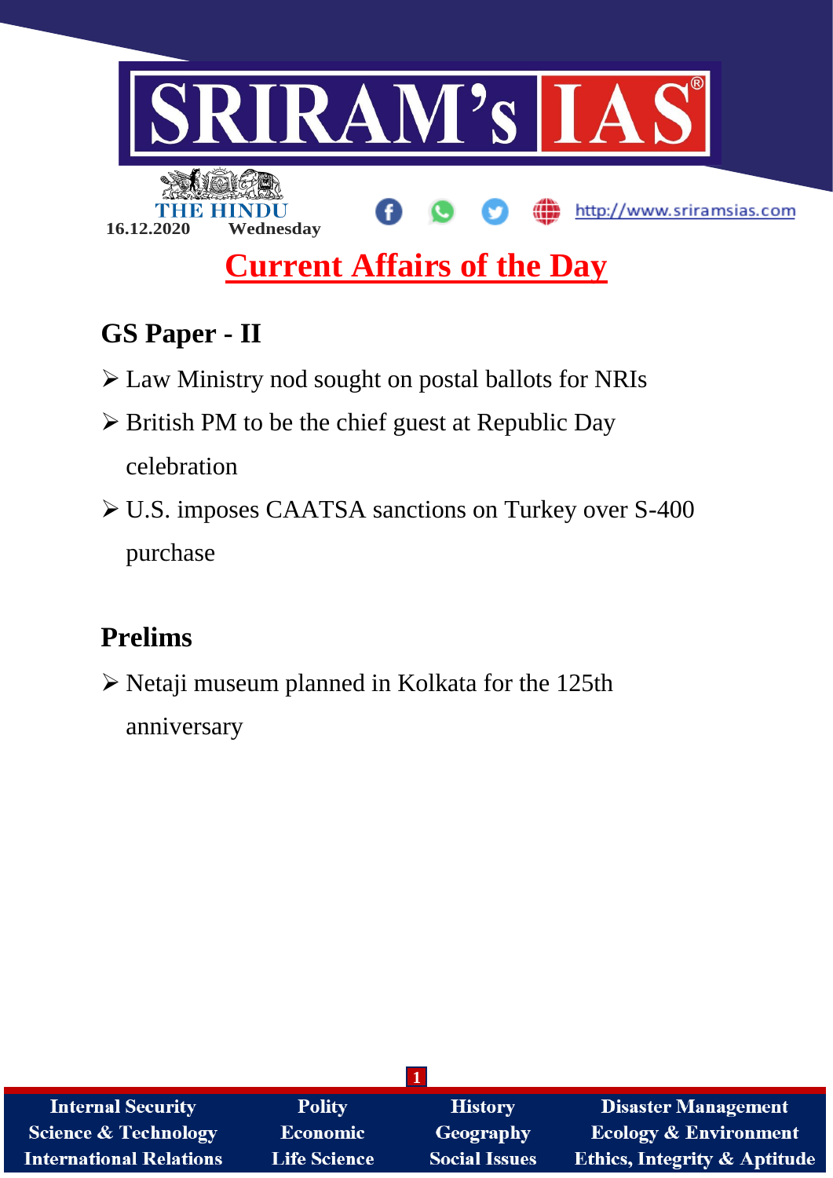SRIRAM's IAS

THE HINDU

16.12.2020 Wednesday

http://www.sriramsias.com

# Current Affairs of the Day

## GS Paper - II

- Law Ministry nod sought on postal ballots for NRIs
- British PM to be the chief guest at Republic Day celebration
- U.S. imposes CAATSA sanctions on Turkey over S-400 purchase

## Prelims

- Netaji museum planned in Kolkata for the 125th anniversary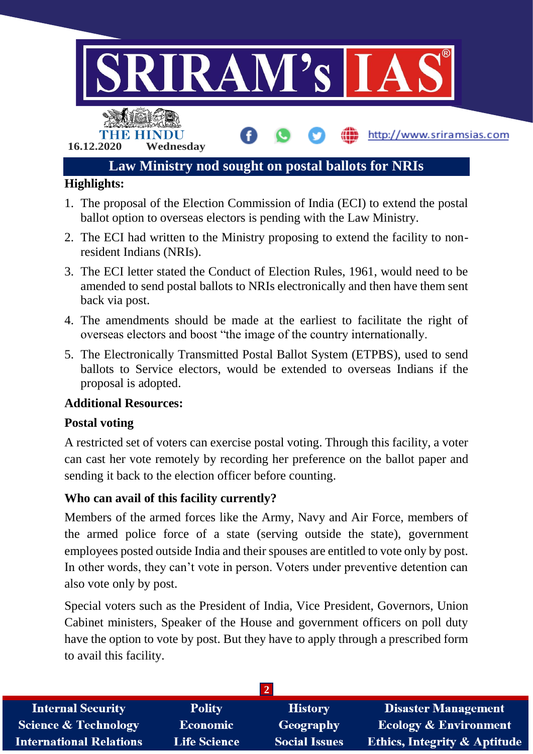## Law Ministry nod sought on postal ballots for NRIs

**Highlights:**

1. The proposal of the Election Commission of India (ECI) to extend the postal ballot option to overseas electors is pending with the Law Ministry.
2. The ECI had written to the Ministry proposing to extend the facility to non-resident Indians (NRIs).
3. The ECI letter stated the Conduct of Election Rules, 1961, would need to be amended to send postal ballots to NRIs electronically and then have them sent back via post.
4. The amendments should be made at the earliest to facilitate the right of overseas electors and boost "the image of the country internationally.
5. The Electronically Transmitted Postal Ballot System (ETPBS), used to send ballots to Service electors, would be extended to overseas Indians if the proposal is adopted.

**Additional Resources:**

**Postal voting**

A restricted set of voters can exercise postal voting. Through this facility, a voter can cast her vote remotely by recording her preference on the ballot paper and sending it back to the election officer before counting.

**Who can avail of this facility currently?**

Members of the armed forces like the Army, Navy and Air Force, members of the armed police force of a state (serving outside the state), government employees posted outside India and their spouses are entitled to vote only by post. In other words, they can't vote in person. Voters under preventive detention can also vote only by post.

Special voters such as the President of India, Vice President, Governors, Union Cabinet ministers, Speaker of the House and government officers on poll duty have the option to vote by post. But they have to apply through a prescribed form to avail this facility.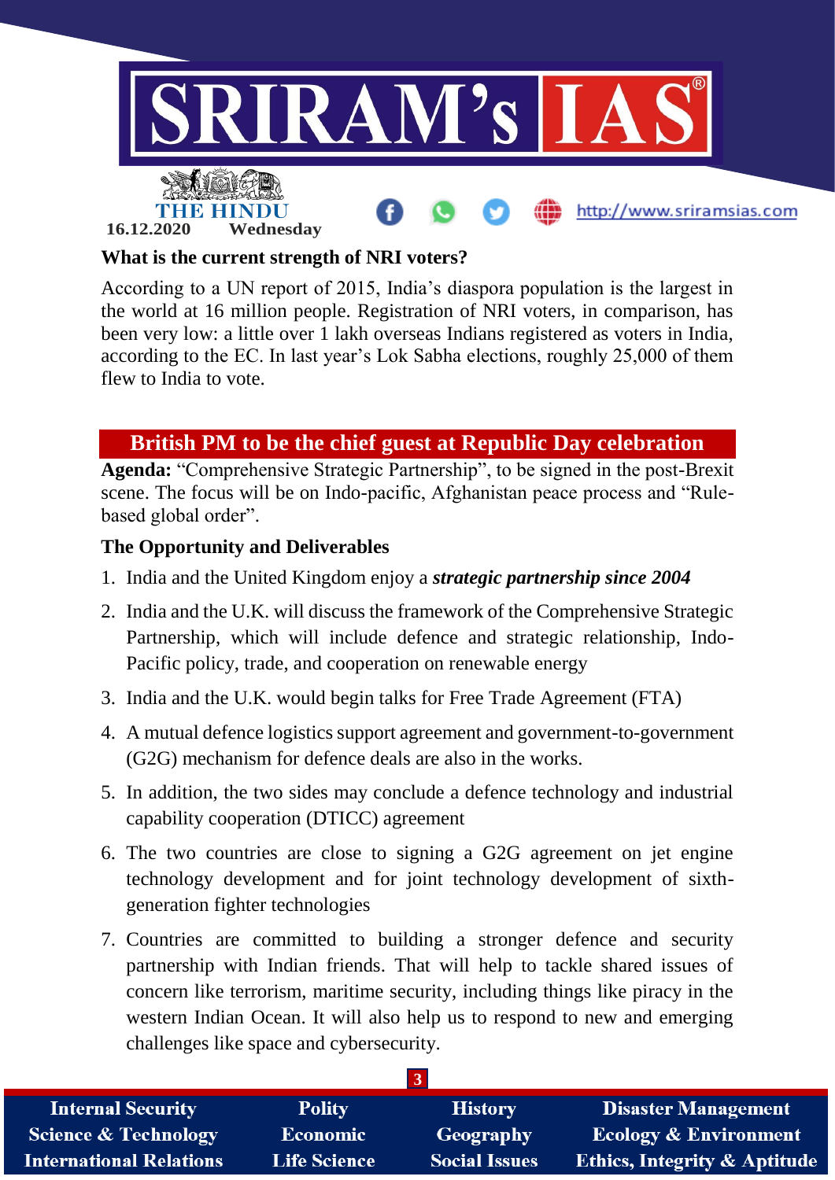**What is the current strength of NRI voters?**

According to a UN report of 2015, India's diaspora population is the largest in the world at 16 million people. Registration of NRI voters, in comparison, has been very low: a little over 1 lakh overseas Indians registered as voters in India, according to the EC. In last year's Lok Sabha elections, roughly 25,000 of them flew to India to vote.

## British PM to be the chief guest at Republic Day celebration

**Agenda:** "Comprehensive Strategic Partnership", to be signed in the post-Brexit scene. The focus will be on Indo-pacific, Afghanistan peace process and "Rule-based global order".

**The Opportunity and Deliverables**

1. India and the United Kingdom enjoy a ***strategic partnership since 2004***
2. India and the U.K. will discuss the framework of the Comprehensive Strategic Partnership, which will include defence and strategic relationship, Indo-Pacific policy, trade, and cooperation on renewable energy
3. India and the U.K. would begin talks for Free Trade Agreement (FTA)
4. A mutual defence logistics support agreement and government-to-government (G2G) mechanism for defence deals are also in the works.
5. In addition, the two sides may conclude a defence technology and industrial capability cooperation (DTICC) agreement
6. The two countries are close to signing a G2G agreement on jet engine technology development and for joint technology development of sixth-generation fighter technologies
7. Countries are committed to building a stronger defence and security partnership with Indian friends. That will help to tackle shared issues of concern like terrorism, maritime security, including things like piracy in the western Indian Ocean. It will also help us to respond to new and emerging challenges like space and cybersecurity.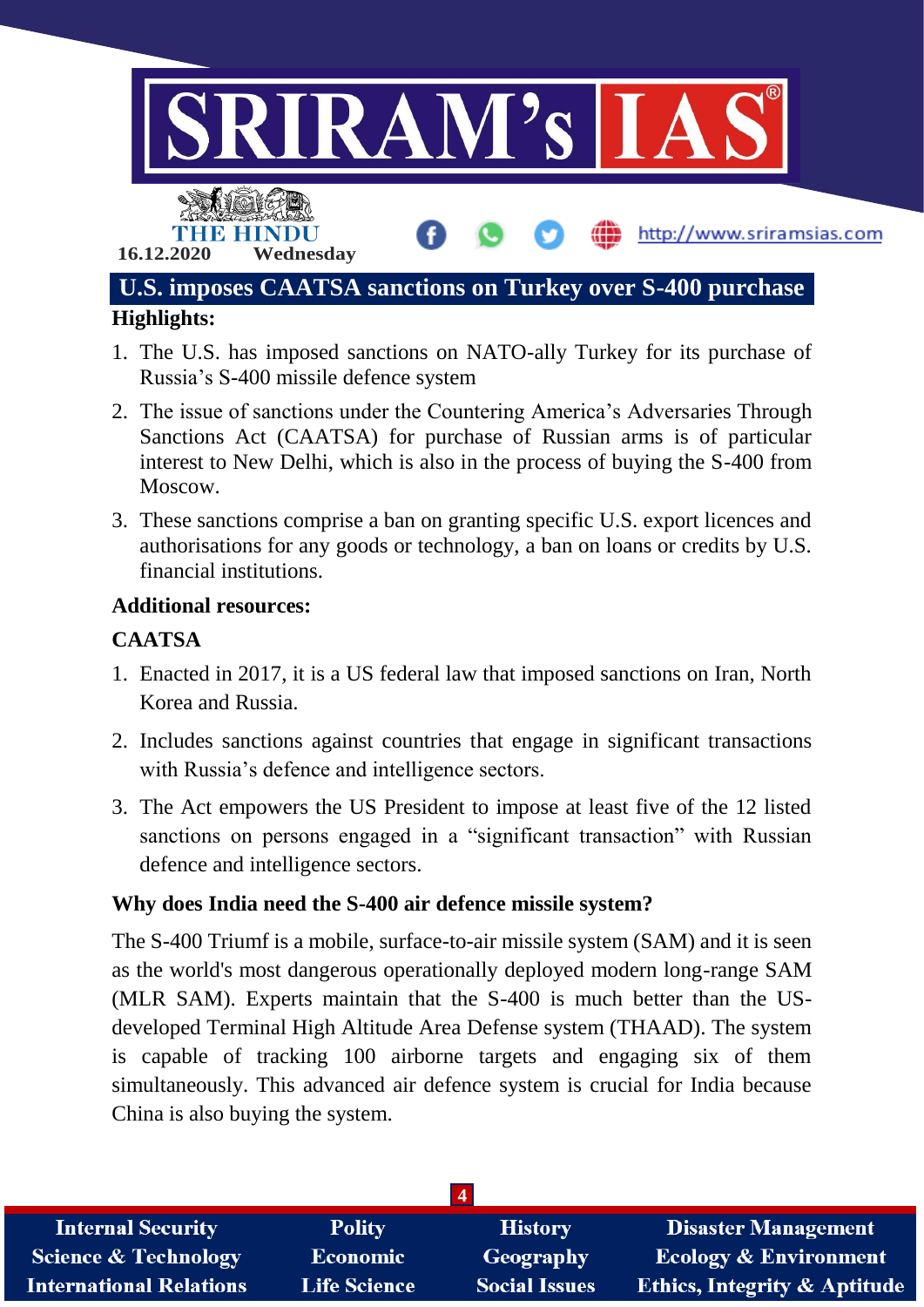## U.S. imposes CAATSA sanctions on Turkey over S-400 purchase

**Highlights:**

1. The U.S. has imposed sanctions on NATO-ally Turkey for its purchase of Russia's S-400 missile defence system
2. The issue of sanctions under the Countering America's Adversaries Through Sanctions Act (CAATSA) for purchase of Russian arms is of particular interest to New Delhi, which is also in the process of buying the S-400 from Moscow.
3. These sanctions comprise a ban on granting specific U.S. export licences and authorisations for any goods or technology, a ban on loans or credits by U.S. financial institutions.

**Additional resources:**

**CAATSA**

1. Enacted in 2017, it is a US federal law that imposed sanctions on Iran, North Korea and Russia.
2. Includes sanctions against countries that engage in significant transactions with Russia's defence and intelligence sectors.
3. The Act empowers the US President to impose at least five of the 12 listed sanctions on persons engaged in a "significant transaction" with Russian defence and intelligence sectors.

**Why does India need the S-400 air defence missile system?**

The S-400 Triumf is a mobile, surface-to-air missile system (SAM) and it is seen as the world's most dangerous operationally deployed modern long-range SAM (MLR SAM). Experts maintain that the S-400 is much better than the US-developed Terminal High Altitude Area Defense system (THAAD). The system is capable of tracking 100 airborne targets and engaging six of them simultaneously. This advanced air defence system is crucial for India because China is also buying the system.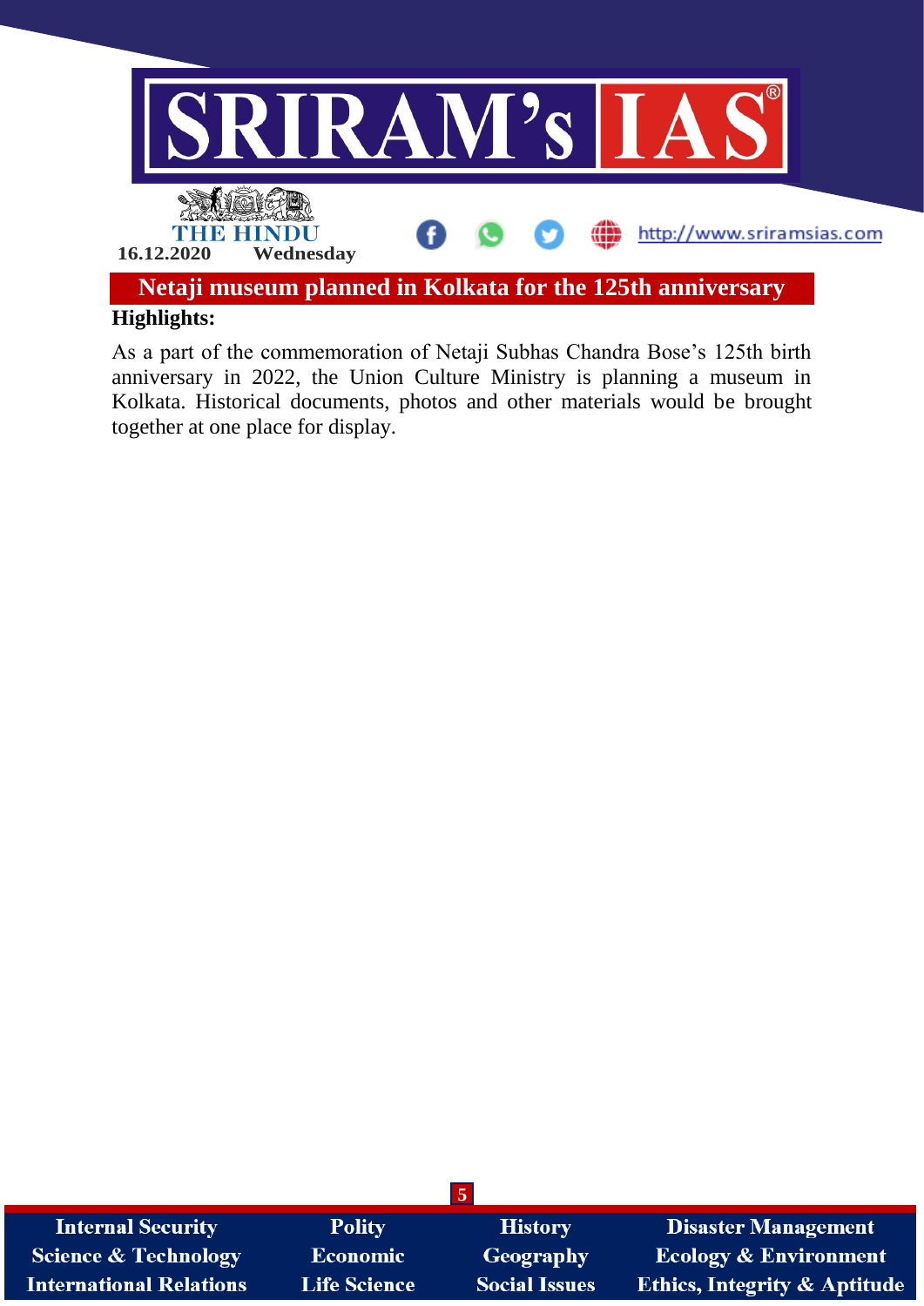# Netaji museum planned in Kolkata for the 125th anniversary

**Highlights:**

As a part of the commemoration of Netaji Subhas Chandra Bose's 125th birth anniversary in 2022, the Union Culture Ministry is planning a museum in Kolkata. Historical documents, photos and other materials would be brought together at one place for display.